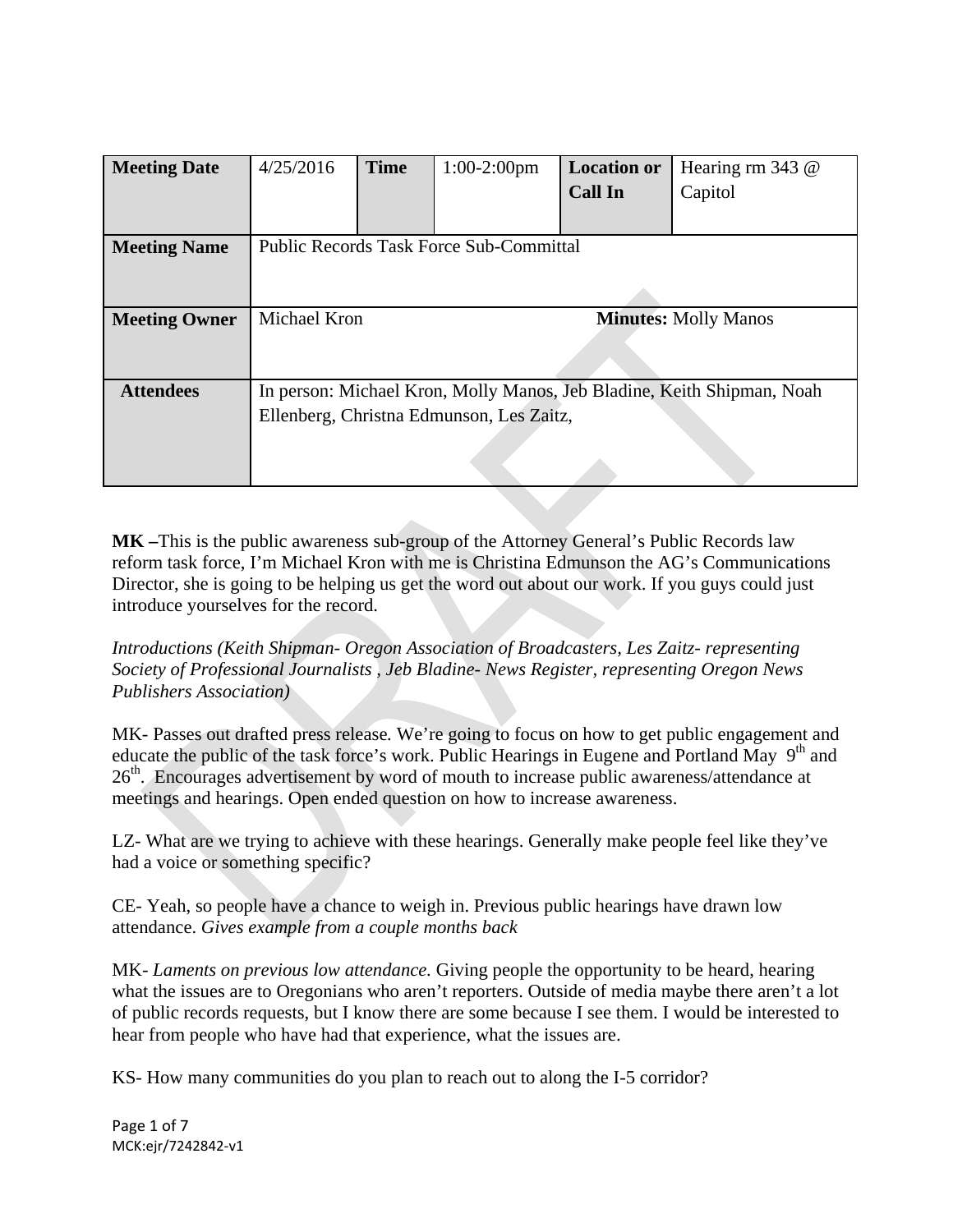| Meeting Date | 4/25/2016 | Time | 1:00-2:00pm | Location or Call In | Hearing rm 343 @ Capitol |
|---|---|---|---|---|---|
| Meeting Name | Public Records Task Force Sub-Committal | | | | |
| Meeting Owner | Michael Kron | | | **Minutes:** Molly Manos | |
| Attendees | In person: Michael Kron, Molly Manos, Jeb Bladine, Keith Shipman, Noah Ellenberg, Christna Edmunson, Les Zaitz, | | | | |

**MK –**This is the public awareness sub-group of the Attorney General's Public Records law reform task force, I'm Michael Kron with me is Christina Edmunson the AG's Communications Director, she is going to be helping us get the word out about our work. If you guys could just introduce yourselves for the record.

*Introductions (Keith Shipman- Oregon Association of Broadcasters, Les Zaitz- representing Society of Professional Journalists , Jeb Bladine- News Register, representing Oregon News Publishers Association)*

MK- Passes out drafted press release. We're going to focus on how to get public engagement and educate the public of the task force's work. Public Hearings in Eugene and Portland May 9th and 26th. Encourages advertisement by word of mouth to increase public awareness/attendance at meetings and hearings. Open ended question on how to increase awareness.

LZ- What are we trying to achieve with these hearings. Generally make people feel like they've had a voice or something specific?

CE- Yeah, so people have a chance to weigh in. Previous public hearings have drawn low attendance. *Gives example from a couple months back*

MK- *Laments on previous low attendance.* Giving people the opportunity to be heard, hearing what the issues are to Oregonians who aren't reporters. Outside of media maybe there aren't a lot of public records requests, but I know there are some because I see them. I would be interested to hear from people who have had that experience, what the issues are.

KS- How many communities do you plan to reach out to along the I-5 corridor?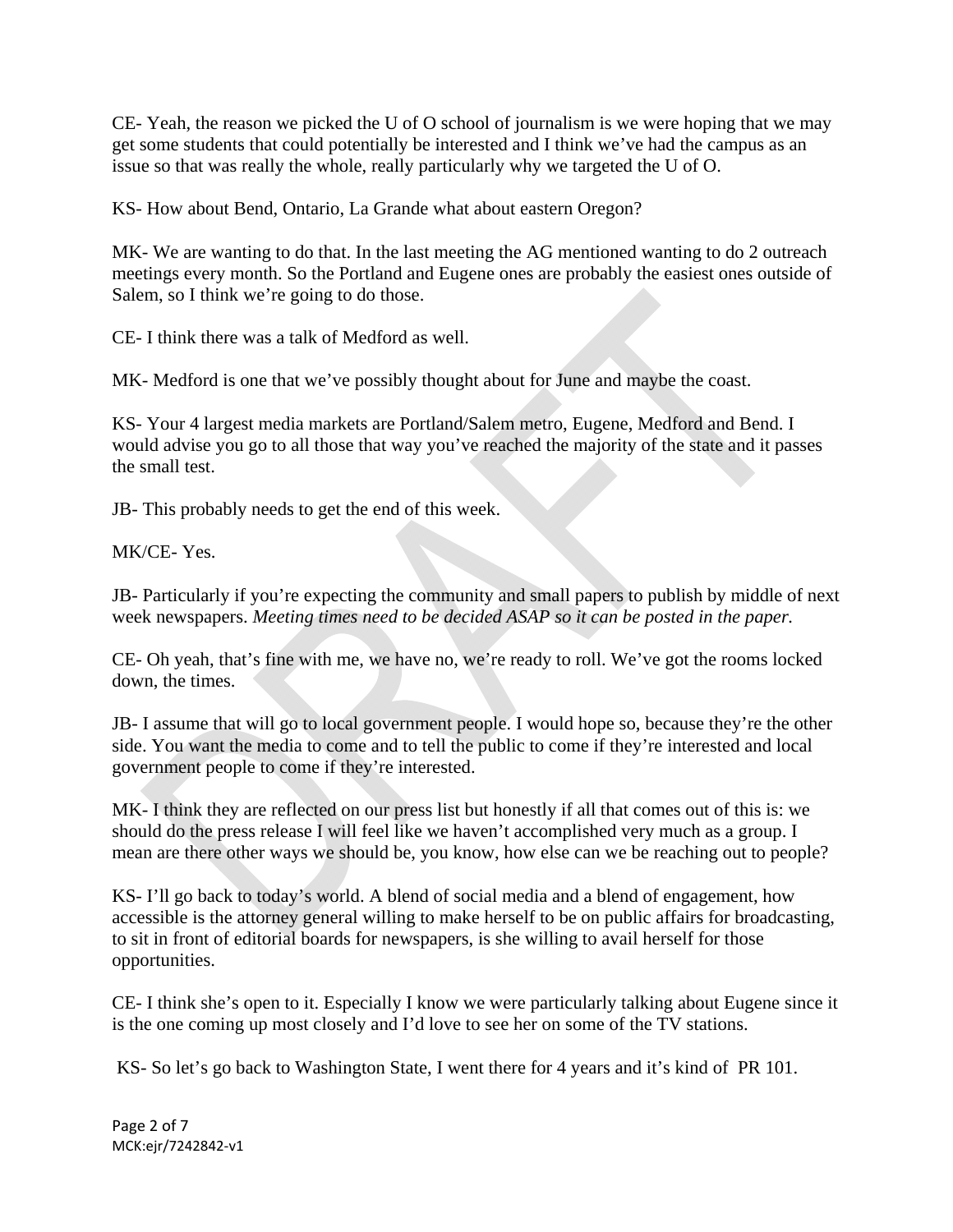CE- Yeah, the reason we picked the U of O school of journalism is we were hoping that we may get some students that could potentially be interested and I think we've had the campus as an issue so that was really the whole, really particularly why we targeted the U of O.

KS- How about Bend, Ontario, La Grande what about eastern Oregon?

MK- We are wanting to do that. In the last meeting the AG mentioned wanting to do 2 outreach meetings every month. So the Portland and Eugene ones are probably the easiest ones outside of Salem, so I think we're going to do those.

CE- I think there was a talk of Medford as well.

MK- Medford is one that we've possibly thought about for June and maybe the coast.

KS- Your 4 largest media markets are Portland/Salem metro, Eugene, Medford and Bend. I would advise you go to all those that way you've reached the majority of the state and it passes the small test.

JB- This probably needs to get the end of this week.

MK/CE- Yes.

JB- Particularly if you're expecting the community and small papers to publish by middle of next week newspapers. *Meeting times need to be decided ASAP so it can be posted in the paper.*

CE- Oh yeah, that's fine with me, we have no, we're ready to roll. We've got the rooms locked down, the times.

JB- I assume that will go to local government people. I would hope so, because they're the other side. You want the media to come and to tell the public to come if they're interested and local government people to come if they're interested.

MK- I think they are reflected on our press list but honestly if all that comes out of this is: we should do the press release I will feel like we haven't accomplished very much as a group. I mean are there other ways we should be, you know, how else can we be reaching out to people?

KS- I'll go back to today's world. A blend of social media and a blend of engagement, how accessible is the attorney general willing to make herself to be on public affairs for broadcasting, to sit in front of editorial boards for newspapers, is she willing to avail herself for those opportunities.

CE- I think she's open to it. Especially I know we were particularly talking about Eugene since it is the one coming up most closely and I'd love to see her on some of the TV stations.

KS- So let's go back to Washington State, I went there for 4 years and it's kind of PR 101.

MCK:ejr/7242842-v1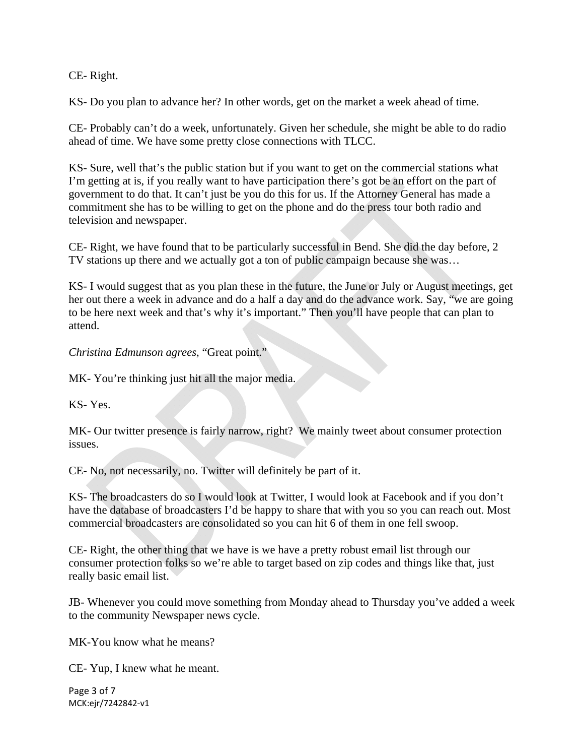CE- Right.

KS- Do you plan to advance her? In other words, get on the market a week ahead of time.

CE- Probably can't do a week, unfortunately. Given her schedule, she might be able to do radio ahead of time. We have some pretty close connections with TLCC.

KS- Sure, well that's the public station but if you want to get on the commercial stations what I'm getting at is, if you really want to have participation there's got be an effort on the part of government to do that. It can't just be you do this for us. If the Attorney General has made a commitment she has to be willing to get on the phone and do the press tour both radio and television and newspaper.

CE- Right, we have found that to be particularly successful in Bend. She did the day before, 2 TV stations up there and we actually got a ton of public campaign because she was…

KS- I would suggest that as you plan these in the future, the June or July or August meetings, get her out there a week in advance and do a half a day and do the advance work. Say, "we are going to be here next week and that's why it's important." Then you'll have people that can plan to attend.

*Christina Edmunson agrees*, "Great point."

MK- You're thinking just hit all the major media.

KS- Yes.

MK- Our twitter presence is fairly narrow, right? We mainly tweet about consumer protection issues.

CE- No, not necessarily, no. Twitter will definitely be part of it.

KS- The broadcasters do so I would look at Twitter, I would look at Facebook and if you don't have the database of broadcasters I'd be happy to share that with you so you can reach out. Most commercial broadcasters are consolidated so you can hit 6 of them in one fell swoop.

CE- Right, the other thing that we have is we have a pretty robust email list through our consumer protection folks so we're able to target based on zip codes and things like that, just really basic email list.

JB- Whenever you could move something from Monday ahead to Thursday you've added a week to the community Newspaper news cycle.

MK-You know what he means?

CE- Yup, I knew what he meant.

MCK:ejr/7242842-v1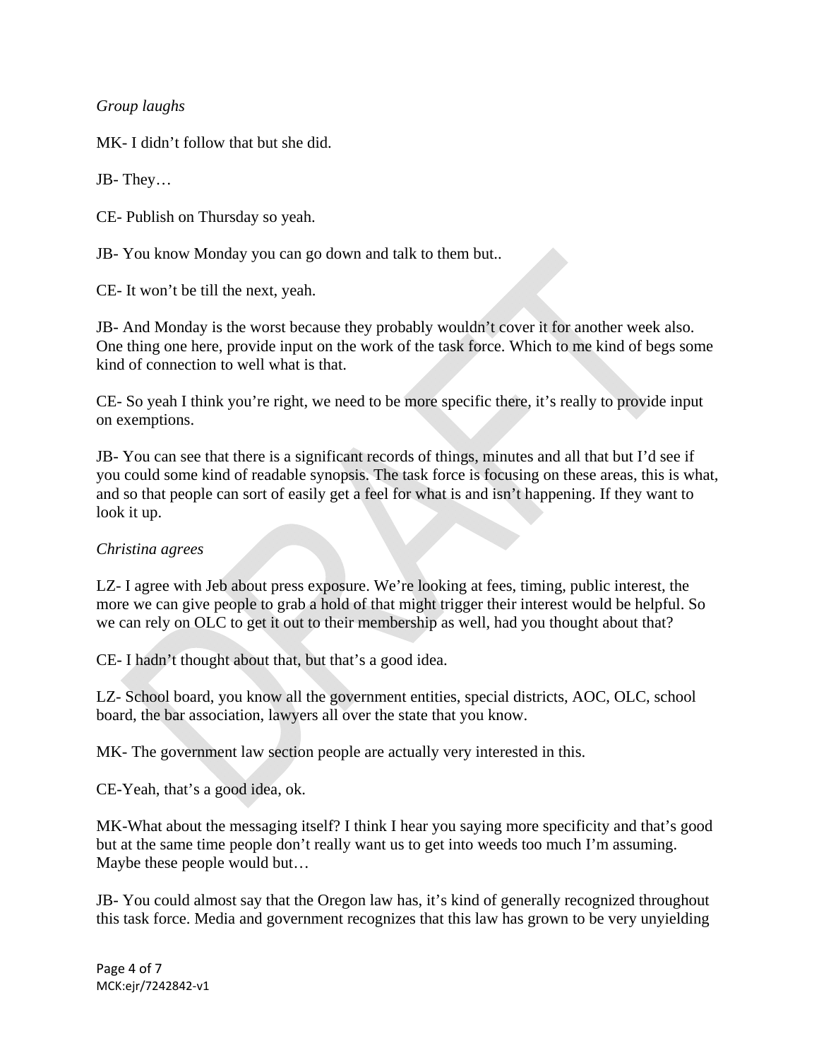*Group laughs*

MK- I didn't follow that but she did.

JB- They…

CE- Publish on Thursday so yeah.

JB- You know Monday you can go down and talk to them but..

CE- It won't be till the next, yeah.

JB- And Monday is the worst because they probably wouldn't cover it for another week also. One thing one here, provide input on the work of the task force. Which to me kind of begs some kind of connection to well what is that.

CE- So yeah I think you're right, we need to be more specific there, it's really to provide input on exemptions.

JB- You can see that there is a significant records of things, minutes and all that but I'd see if you could some kind of readable synopsis. The task force is focusing on these areas, this is what, and so that people can sort of easily get a feel for what is and isn't happening. If they want to look it up.

*Christina agrees*

LZ- I agree with Jeb about press exposure. We're looking at fees, timing, public interest, the more we can give people to grab a hold of that might trigger their interest would be helpful. So we can rely on OLC to get it out to their membership as well, had you thought about that?

CE- I hadn't thought about that, but that's a good idea.

LZ- School board, you know all the government entities, special districts, AOC, OLC, school board, the bar association, lawyers all over the state that you know.

MK- The government law section people are actually very interested in this.

CE-Yeah, that's a good idea, ok.

MK-What about the messaging itself? I think I hear you saying more specificity and that's good but at the same time people don't really want us to get into weeds too much I'm assuming. Maybe these people would but…

JB- You could almost say that the Oregon law has, it's kind of generally recognized throughout this task force. Media and government recognizes that this law has grown to be very unyielding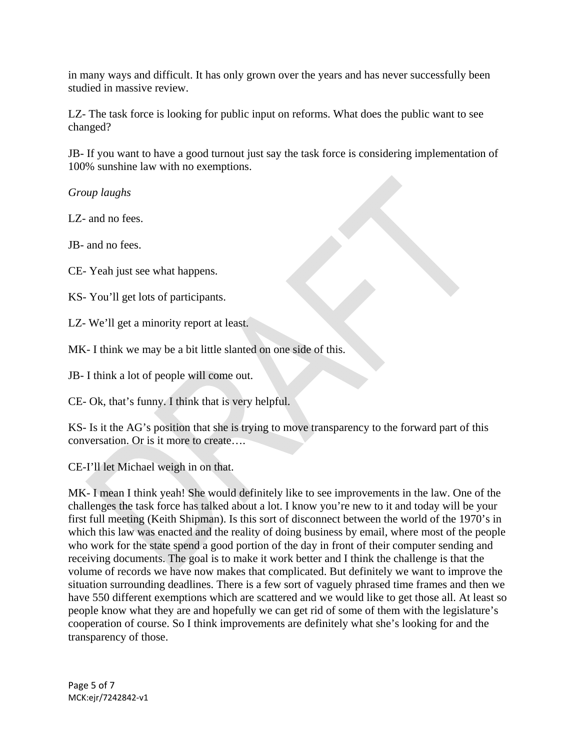in many ways and difficult. It has only grown over the years and has never successfully been studied in massive review.

LZ- The task force is looking for public input on reforms. What does the public want to see changed?

JB- If you want to have a good turnout just say the task force is considering implementation of 100% sunshine law with no exemptions.

*Group laughs*

LZ- and no fees.

JB- and no fees.

CE- Yeah just see what happens.

KS- You'll get lots of participants.

LZ- We'll get a minority report at least.

MK- I think we may be a bit little slanted on one side of this.

JB- I think a lot of people will come out.

CE- Ok, that's funny. I think that is very helpful.

KS- Is it the AG's position that she is trying to move transparency to the forward part of this conversation. Or is it more to create….

CE-I'll let Michael weigh in on that.

MK- I mean I think yeah! She would definitely like to see improvements in the law. One of the challenges the task force has talked about a lot. I know you're new to it and today will be your first full meeting (Keith Shipman). Is this sort of disconnect between the world of the 1970's in which this law was enacted and the reality of doing business by email, where most of the people who work for the state spend a good portion of the day in front of their computer sending and receiving documents. The goal is to make it work better and I think the challenge is that the volume of records we have now makes that complicated. But definitely we want to improve the situation surrounding deadlines. There is a few sort of vaguely phrased time frames and then we have 550 different exemptions which are scattered and we would like to get those all. At least so people know what they are and hopefully we can get rid of some of them with the legislature's cooperation of course. So I think improvements are definitely what she's looking for and the transparency of those.

MCK:ejr/7242842-v1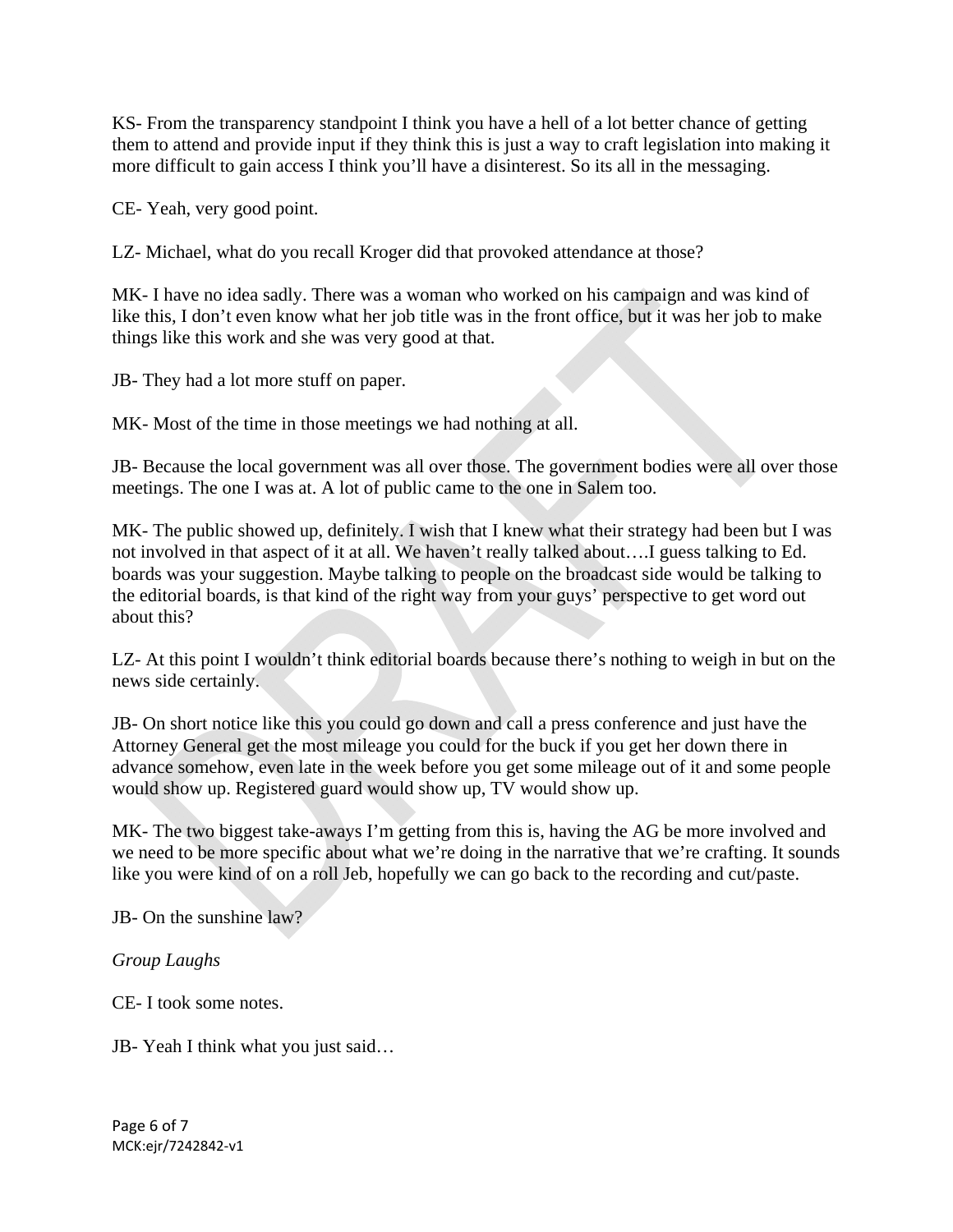KS- From the transparency standpoint I think you have a hell of a lot better chance of getting them to attend and provide input if they think this is just a way to craft legislation into making it more difficult to gain access I think you'll have a disinterest. So its all in the messaging.

CE- Yeah, very good point.

LZ- Michael, what do you recall Kroger did that provoked attendance at those?

MK- I have no idea sadly. There was a woman who worked on his campaign and was kind of like this, I don't even know what her job title was in the front office, but it was her job to make things like this work and she was very good at that.

JB- They had a lot more stuff on paper.

MK- Most of the time in those meetings we had nothing at all.

JB- Because the local government was all over those. The government bodies were all over those meetings. The one I was at. A lot of public came to the one in Salem too.

MK- The public showed up, definitely. I wish that I knew what their strategy had been but I was not involved in that aspect of it at all. We haven't really talked about….I guess talking to Ed. boards was your suggestion. Maybe talking to people on the broadcast side would be talking to the editorial boards, is that kind of the right way from your guys' perspective to get word out about this?

LZ- At this point I wouldn't think editorial boards because there's nothing to weigh in but on the news side certainly.

JB- On short notice like this you could go down and call a press conference and just have the Attorney General get the most mileage you could for the buck if you get her down there in advance somehow, even late in the week before you get some mileage out of it and some people would show up. Registered guard would show up, TV would show up.

MK- The two biggest take-aways I'm getting from this is, having the AG be more involved and we need to be more specific about what we're doing in the narrative that we're crafting. It sounds like you were kind of on a roll Jeb, hopefully we can go back to the recording and cut/paste.

JB- On the sunshine law?

*Group Laughs*

CE- I took some notes.

JB- Yeah I think what you just said…

MCK:ejr/7242842-v1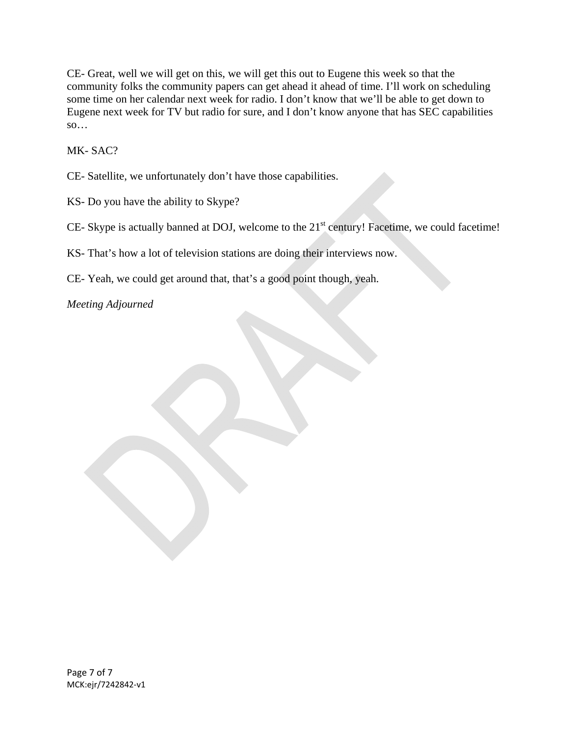CE- Great, well we will get on this, we will get this out to Eugene this week so that the community folks the community papers can get ahead it ahead of time. I'll work on scheduling some time on her calendar next week for radio. I don't know that we'll be able to get down to Eugene next week for TV but radio for sure, and I don't know anyone that has SEC capabilities so…

MK- SAC?

CE- Satellite, we unfortunately don't have those capabilities.

KS- Do you have the ability to Skype?

CE- Skype is actually banned at DOJ, welcome to the 21st century! Facetime, we could facetime!

KS- That's how a lot of television stations are doing their interviews now.

CE- Yeah, we could get around that, that's a good point though, yeah.

*Meeting Adjourned*

MCK:ejr/7242842-v1